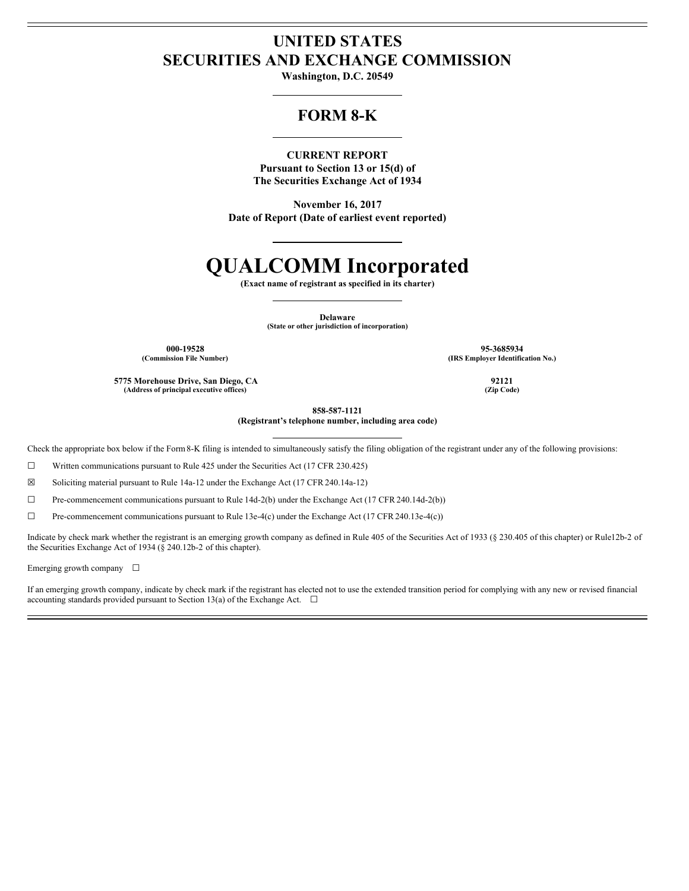# UNITED STATES
# SECURITIES AND EXCHANGE COMMISSION

**Washington, D.C. 20549**

## FORM 8-K

**CURRENT REPORT**
**Pursuant to Section 13 or 15(d) of**
**The Securities Exchange Act of 1934**

**November 16, 2017**
**Date of Report (Date of earliest event reported)**

# QUALCOMM Incorporated

**(Exact name of registrant as specified in its charter)**

**Delaware**
**(State or other jurisdiction of incorporation)**

| **000-19528** | **95-3685934** |
| --- | --- |
| **(Commission File Number)** | **(IRS Employer Identification No.)** |
| **5775 Morehouse Drive, San Diego, CA** | **92121** |
| **(Address of principal executive offices)** | **(Zip Code)** |

**858-587-1121**
**(Registrant's telephone number, including area code)**

Check the appropriate box below if the Form 8-K filing is intended to simultaneously satisfy the filing obligation of the registrant under any of the following provisions:

☐ Written communications pursuant to Rule 425 under the Securities Act (17 CFR 230.425)

☒ Soliciting material pursuant to Rule 14a-12 under the Exchange Act (17 CFR 240.14a-12)

☐ Pre-commencement communications pursuant to Rule 14d-2(b) under the Exchange Act (17 CFR 240.14d-2(b))

☐ Pre-commencement communications pursuant to Rule 13e-4(c) under the Exchange Act (17 CFR 240.13e-4(c))

Indicate by check mark whether the registrant is an emerging growth company as defined in Rule 405 of the Securities Act of 1933 (§ 230.405 of this chapter) or Rule12b-2 of the Securities Exchange Act of 1934 (§ 240.12b-2 of this chapter).

Emerging growth company ☐

If an emerging growth company, indicate by check mark if the registrant has elected not to use the extended transition period for complying with any new or revised financial accounting standards provided pursuant to Section 13(a) of the Exchange Act. ☐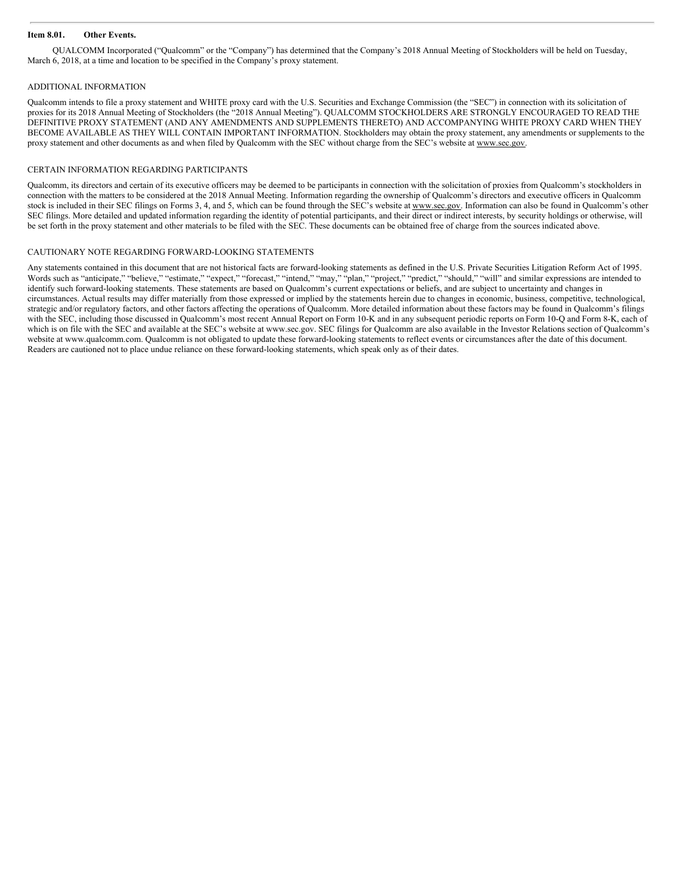**Item 8.01. Other Events.**

QUALCOMM Incorporated ("Qualcomm" or the "Company") has determined that the Company's 2018 Annual Meeting of Stockholders will be held on Tuesday, March 6, 2018, at a time and location to be specified in the Company's proxy statement.

ADDITIONAL INFORMATION

Qualcomm intends to file a proxy statement and WHITE proxy card with the U.S. Securities and Exchange Commission (the "SEC") in connection with its solicitation of proxies for its 2018 Annual Meeting of Stockholders (the "2018 Annual Meeting"). QUALCOMM STOCKHOLDERS ARE STRONGLY ENCOURAGED TO READ THE DEFINITIVE PROXY STATEMENT (AND ANY AMENDMENTS AND SUPPLEMENTS THERETO) AND ACCOMPANYING WHITE PROXY CARD WHEN THEY BECOME AVAILABLE AS THEY WILL CONTAIN IMPORTANT INFORMATION. Stockholders may obtain the proxy statement, any amendments or supplements to the proxy statement and other documents as and when filed by Qualcomm with the SEC without charge from the SEC's website at www.sec.gov.

CERTAIN INFORMATION REGARDING PARTICIPANTS

Qualcomm, its directors and certain of its executive officers may be deemed to be participants in connection with the solicitation of proxies from Qualcomm's stockholders in connection with the matters to be considered at the 2018 Annual Meeting. Information regarding the ownership of Qualcomm's directors and executive officers in Qualcomm stock is included in their SEC filings on Forms 3, 4, and 5, which can be found through the SEC's website at www.sec.gov. Information can also be found in Qualcomm's other SEC filings. More detailed and updated information regarding the identity of potential participants, and their direct or indirect interests, by security holdings or otherwise, will be set forth in the proxy statement and other materials to be filed with the SEC. These documents can be obtained free of charge from the sources indicated above.

CAUTIONARY NOTE REGARDING FORWARD-LOOKING STATEMENTS

Any statements contained in this document that are not historical facts are forward-looking statements as defined in the U.S. Private Securities Litigation Reform Act of 1995. Words such as "anticipate," "believe," "estimate," "expect," "forecast," "intend," "may," "plan," "project," "predict," "should," "will" and similar expressions are intended to identify such forward-looking statements. These statements are based on Qualcomm's current expectations or beliefs, and are subject to uncertainty and changes in circumstances. Actual results may differ materially from those expressed or implied by the statements herein due to changes in economic, business, competitive, technological, strategic and/or regulatory factors, and other factors affecting the operations of Qualcomm. More detailed information about these factors may be found in Qualcomm's filings with the SEC, including those discussed in Qualcomm's most recent Annual Report on Form 10-K and in any subsequent periodic reports on Form 10-Q and Form 8-K, each of which is on file with the SEC and available at the SEC's website at www.sec.gov. SEC filings for Qualcomm are also available in the Investor Relations section of Qualcomm's website at www.qualcomm.com. Qualcomm is not obligated to update these forward-looking statements to reflect events or circumstances after the date of this document. Readers are cautioned not to place undue reliance on these forward-looking statements, which speak only as of their dates.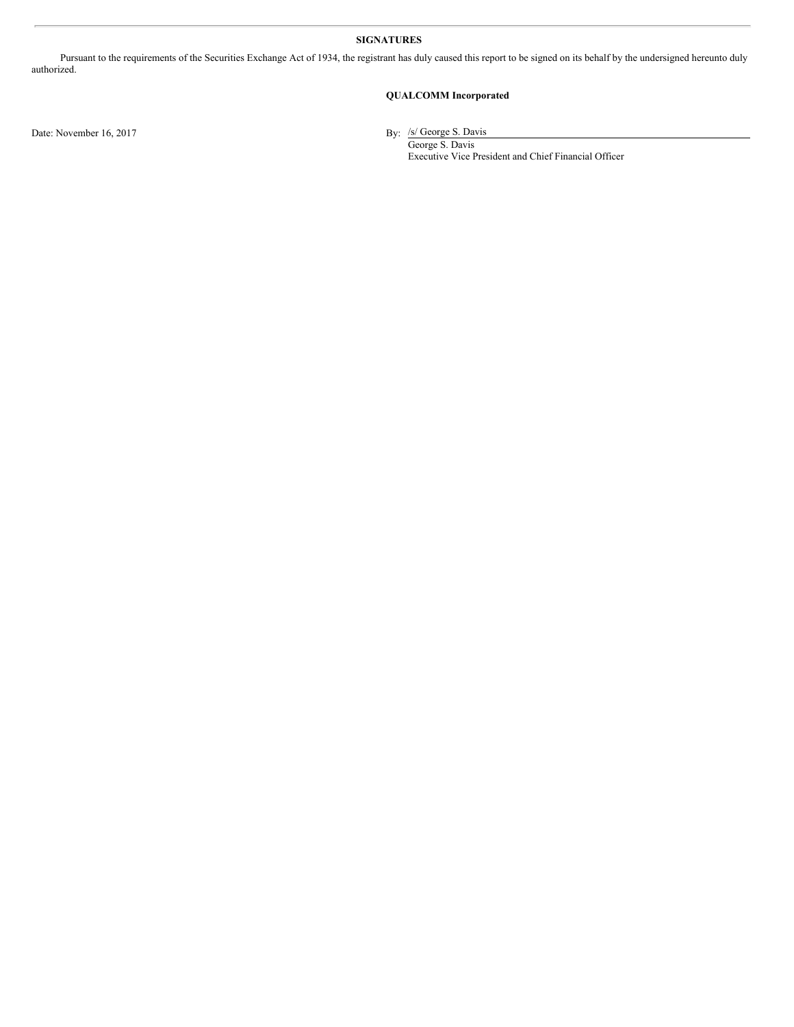**SIGNATURES**

Pursuant to the requirements of the Securities Exchange Act of 1934, the registrant has duly caused this report to be signed on its behalf by the undersigned hereunto duly authorized.

**QUALCOMM Incorporated**

Date: November 16, 2017

By: /s/ George S. Davis

George S. Davis

Executive Vice President and Chief Financial Officer